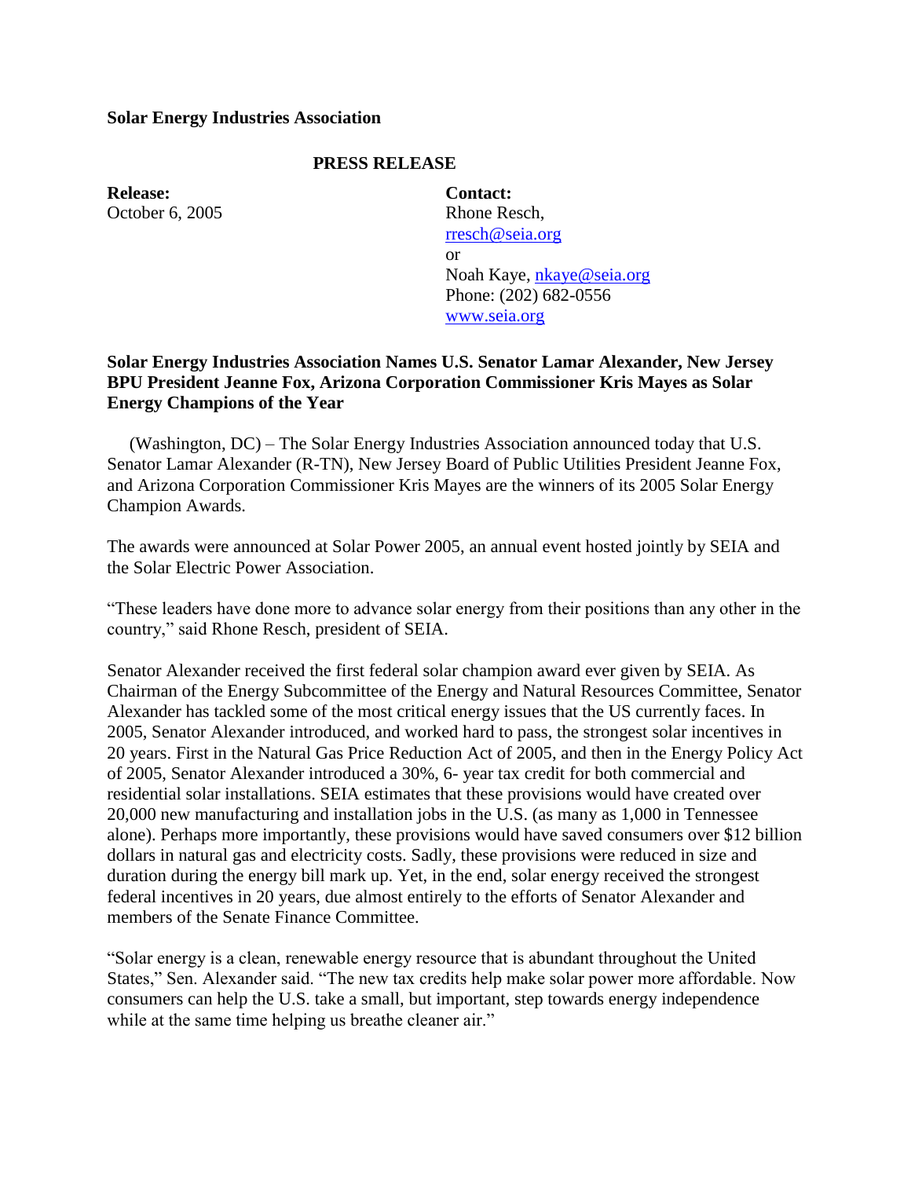**Solar Energy Industries Association**

**PRESS RELEASE**

**Release:**
October 6, 2005

**Contact:**
Rhone Resch,
rresch@seia.org
or
Noah Kaye, nkaye@seia.org
Phone: (202) 682-0556
www.seia.org

**Solar Energy Industries Association Names U.S. Senator Lamar Alexander, New Jersey BPU President Jeanne Fox, Arizona Corporation Commissioner Kris Mayes as Solar Energy Champions of the Year**

(Washington, DC) – The Solar Energy Industries Association announced today that U.S. Senator Lamar Alexander (R-TN), New Jersey Board of Public Utilities President Jeanne Fox, and Arizona Corporation Commissioner Kris Mayes are the winners of its 2005 Solar Energy Champion Awards.

The awards were announced at Solar Power 2005, an annual event hosted jointly by SEIA and the Solar Electric Power Association.

"These leaders have done more to advance solar energy from their positions than any other in the country," said Rhone Resch, president of SEIA.

Senator Alexander received the first federal solar champion award ever given by SEIA. As Chairman of the Energy Subcommittee of the Energy and Natural Resources Committee, Senator Alexander has tackled some of the most critical energy issues that the US currently faces. In 2005, Senator Alexander introduced, and worked hard to pass, the strongest solar incentives in 20 years. First in the Natural Gas Price Reduction Act of 2005, and then in the Energy Policy Act of 2005, Senator Alexander introduced a 30%, 6- year tax credit for both commercial and residential solar installations. SEIA estimates that these provisions would have created over 20,000 new manufacturing and installation jobs in the U.S. (as many as 1,000 in Tennessee alone). Perhaps more importantly, these provisions would have saved consumers over $12 billion dollars in natural gas and electricity costs. Sadly, these provisions were reduced in size and duration during the energy bill mark up. Yet, in the end, solar energy received the strongest federal incentives in 20 years, due almost entirely to the efforts of Senator Alexander and members of the Senate Finance Committee.

"Solar energy is a clean, renewable energy resource that is abundant throughout the United States," Sen. Alexander said. "The new tax credits help make solar power more affordable. Now consumers can help the U.S. take a small, but important, step towards energy independence while at the same time helping us breathe cleaner air."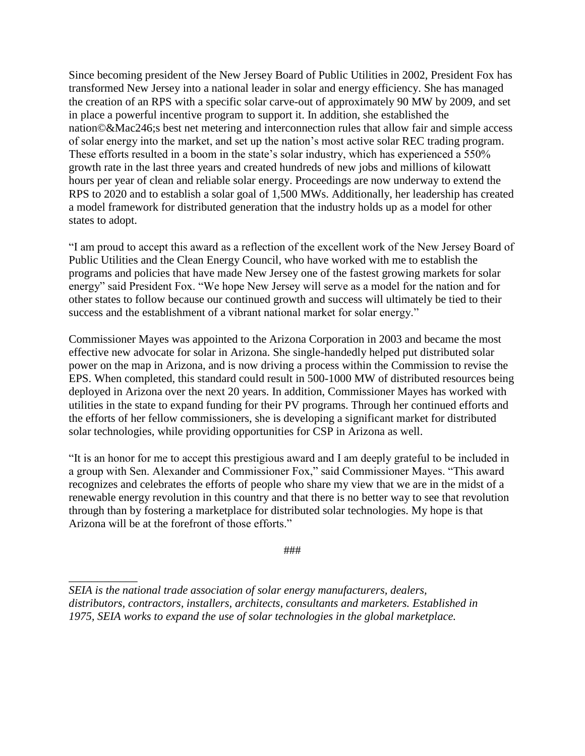Since becoming president of the New Jersey Board of Public Utilities in 2002, President Fox has transformed New Jersey into a national leader in solar and energy efficiency. She has managed the creation of an RPS with a specific solar carve-out of approximately 90 MW by 2009, and set in place a powerful incentive program to support it. In addition, she established the nation©&Mac246;s best net metering and interconnection rules that allow fair and simple access of solar energy into the market, and set up the nation's most active solar REC trading program. These efforts resulted in a boom in the state's solar industry, which has experienced a 550% growth rate in the last three years and created hundreds of new jobs and millions of kilowatt hours per year of clean and reliable solar energy. Proceedings are now underway to extend the RPS to 2020 and to establish a solar goal of 1,500 MWs. Additionally, her leadership has created a model framework for distributed generation that the industry holds up as a model for other states to adopt.

"I am proud to accept this award as a reflection of the excellent work of the New Jersey Board of Public Utilities and the Clean Energy Council, who have worked with me to establish the programs and policies that have made New Jersey one of the fastest growing markets for solar energy" said President Fox. "We hope New Jersey will serve as a model for the nation and for other states to follow because our continued growth and success will ultimately be tied to their success and the establishment of a vibrant national market for solar energy."

Commissioner Mayes was appointed to the Arizona Corporation in 2003 and became the most effective new advocate for solar in Arizona. She single-handedly helped put distributed solar power on the map in Arizona, and is now driving a process within the Commission to revise the EPS. When completed, this standard could result in 500-1000 MW of distributed resources being deployed in Arizona over the next 20 years. In addition, Commissioner Mayes has worked with utilities in the state to expand funding for their PV programs. Through her continued efforts and the efforts of her fellow commissioners, she is developing a significant market for distributed solar technologies, while providing opportunities for CSP in Arizona as well.

"It is an honor for me to accept this prestigious award and I am deeply grateful to be included in a group with Sen. Alexander and Commissioner Fox," said Commissioner Mayes. "This award recognizes and celebrates the efforts of people who share my view that we are in the midst of a renewable energy revolution in this country and that there is no better way to see that revolution through than by fostering a marketplace for distributed solar technologies. My hope is that Arizona will be at the forefront of those efforts."

###

---

*SEIA is the national trade association of solar energy manufacturers, dealers, distributors, contractors, installers, architects, consultants and marketers. Established in 1975, SEIA works to expand the use of solar technologies in the global marketplace.*